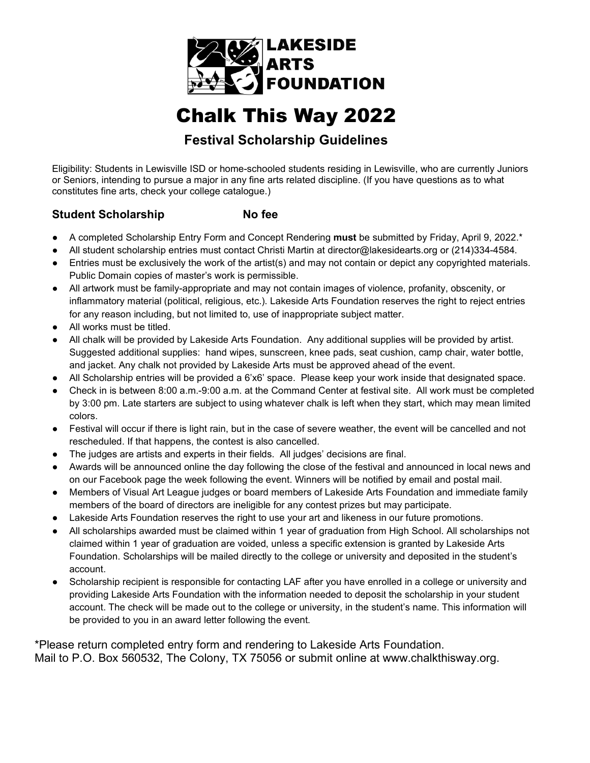**LAKESIDE ARTS FOUNDATION**

# Chalk This Way 2022

## Festival Scholarship Guidelines

Eligibility: Students in Lewisville ISD or home-schooled students residing in Lewisville, who are currently Juniors or Seniors, intending to pursue a major in any fine arts related discipline. (If you have questions as to what constitutes fine arts, check your college catalogue.)

### Student Scholarship          No fee

- A completed Scholarship Entry Form and Concept Rendering **must** be submitted by Friday, April 9, 2022.*
- All student scholarship entries must contact Christi Martin at director@lakesidearts.org or (214)334-4584.
- Entries must be exclusively the work of the artist(s) and may not contain or depict any copyrighted materials. Public Domain copies of master's work is permissible.
- All artwork must be family-appropriate and may not contain images of violence, profanity, obscenity, or inflammatory material (political, religious, etc.). Lakeside Arts Foundation reserves the right to reject entries for any reason including, but not limited to, use of inappropriate subject matter.
- All works must be titled.
- All chalk will be provided by Lakeside Arts Foundation. Any additional supplies will be provided by artist. Suggested additional supplies: hand wipes, sunscreen, knee pads, seat cushion, camp chair, water bottle, and jacket. Any chalk not provided by Lakeside Arts must be approved ahead of the event.
- All Scholarship entries will be provided a 6'x6' space. Please keep your work inside that designated space.
- Check in is between 8:00 a.m.-9:00 a.m. at the Command Center at festival site. All work must be completed by 3:00 pm. Late starters are subject to using whatever chalk is left when they start, which may mean limited colors.
- Festival will occur if there is light rain, but in the case of severe weather, the event will be cancelled and not rescheduled. If that happens, the contest is also cancelled.
- The judges are artists and experts in their fields. All judges' decisions are final.
- Awards will be announced online the day following the close of the festival and announced in local news and on our Facebook page the week following the event. Winners will be notified by email and postal mail.
- Members of Visual Art League judges or board members of Lakeside Arts Foundation and immediate family members of the board of directors are ineligible for any contest prizes but may participate.
- Lakeside Arts Foundation reserves the right to use your art and likeness in our future promotions.
- All scholarships awarded must be claimed within 1 year of graduation from High School. All scholarships not claimed within 1 year of graduation are voided, unless a specific extension is granted by Lakeside Arts Foundation. Scholarships will be mailed directly to the college or university and deposited in the student's account.
- Scholarship recipient is responsible for contacting LAF after you have enrolled in a college or university and providing Lakeside Arts Foundation with the information needed to deposit the scholarship in your student account. The check will be made out to the college or university, in the student's name. This information will be provided to you in an award letter following the event.

*Please return completed entry form and rendering to Lakeside Arts Foundation.
Mail to P.O. Box 560532, The Colony, TX 75056 or submit online at www.chalkthisway.org.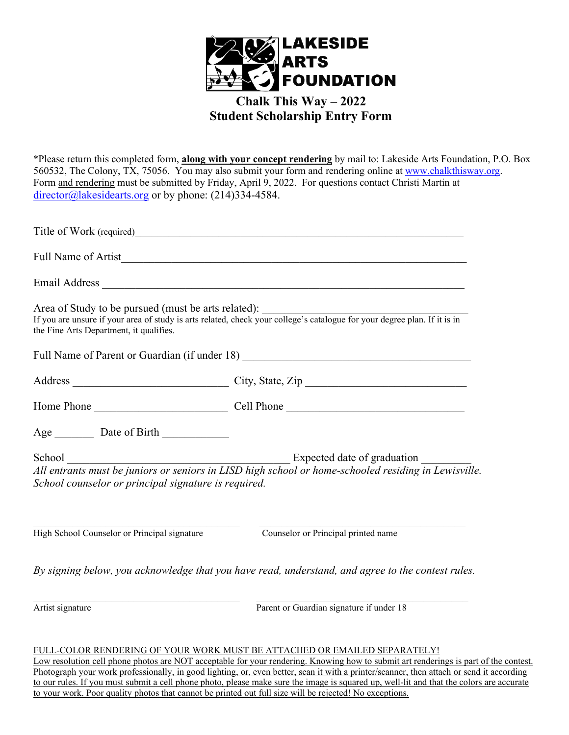**LAKESIDE ARTS FOUNDATION**

# Chalk This Way – 2022
## Student Scholarship Entry Form

*Please return this completed form, **along with your concept rendering** by mail to: Lakeside Arts Foundation, P.O. Box 560532, The Colony, TX, 75056. You may also submit your form and rendering online at www.chalkthisway.org. Form and rendering must be submitted by Friday, April 9, 2022. For questions contact Christi Martin at director@lakesidearts.org or by phone: (214)334-4584.

Title of Work (required)\_\_\_\_\_\_\_\_\_\_\_\_\_\_\_\_\_\_\_\_\_\_\_\_\_\_\_\_\_\_\_\_\_\_\_\_\_\_\_\_

Full Name of Artist\_\_\_\_\_\_\_\_\_\_\_\_\_\_\_\_\_\_\_\_\_\_\_\_\_\_\_\_\_\_\_\_\_\_\_\_\_\_\_\_

Email Address \_\_\_\_\_\_\_\_\_\_\_\_\_\_\_\_\_\_\_\_\_\_\_\_\_\_\_\_\_\_\_\_\_\_\_\_\_\_\_\_

Area of Study to be pursued (must be arts related): \_\_\_\_\_\_\_\_\_\_\_\_\_\_\_\_\_\_\_\_\_\_\_\_
If you are unsure if your area of study is arts related, check your college's catalogue for your degree plan. If it is in the Fine Arts Department, it qualifies.

Full Name of Parent or Guardian (if under 18) \_\_\_\_\_\_\_\_\_\_\_\_\_\_\_\_\_\_\_\_\_\_\_\_

Address \_\_\_\_\_\_\_\_\_\_\_\_\_\_\_\_\_\_\_\_ City, State, Zip \_\_\_\_\_\_\_\_\_\_\_\_\_\_\_\_\_\_\_\_

Home Phone \_\_\_\_\_\_\_\_\_\_\_\_\_\_\_\_\_\_\_\_ Cell Phone \_\_\_\_\_\_\_\_\_\_\_\_\_\_\_\_\_\_\_\_

Age \_\_\_\_\_\_\_ Date of Birth \_\_\_\_\_\_\_\_\_\_\_\_

School \_\_\_\_\_\_\_\_\_\_\_\_\_\_\_\_\_\_\_\_\_\_\_\_\_\_\_\_ Expected date of graduation \_\_\_\_\_\_\_\_\_

*All entrants must be juniors or seniors in LISD high school or home-schooled residing in Lewisville. School counselor or principal signature is required.*

\_\_\_\_\_\_\_\_\_\_\_\_\_\_\_\_\_\_\_\_\_\_\_\_\_\_\_\_ \_\_\_\_\_\_\_\_\_\_\_\_\_\_\_\_\_\_\_\_\_\_\_\_\_\_\_\_
High School Counselor or Principal signature | Counselor or Principal printed name

*By signing below, you acknowledge that you have read, understand, and agree to the contest rules.*

\_\_\_\_\_\_\_\_\_\_\_\_\_\_\_\_\_\_\_\_\_\_\_\_\_\_\_\_ \_\_\_\_\_\_\_\_\_\_\_\_\_\_\_\_\_\_\_\_\_\_\_\_\_\_\_\_
Artist signature | Parent or Guardian signature if under 18

FULL-COLOR RENDERING OF YOUR WORK MUST BE ATTACHED OR EMAILED SEPARATELY!
Low resolution cell phone photos are NOT acceptable for your rendering. Knowing how to submit art renderings is part of the contest. Photograph your work professionally, in good lighting, or, even better, scan it with a printer/scanner, then attach or send it according to our rules. If you must submit a cell phone photo, please make sure the image is squared up, well-lit and that the colors are accurate to your work. Poor quality photos that cannot be printed out full size will be rejected! No exceptions.